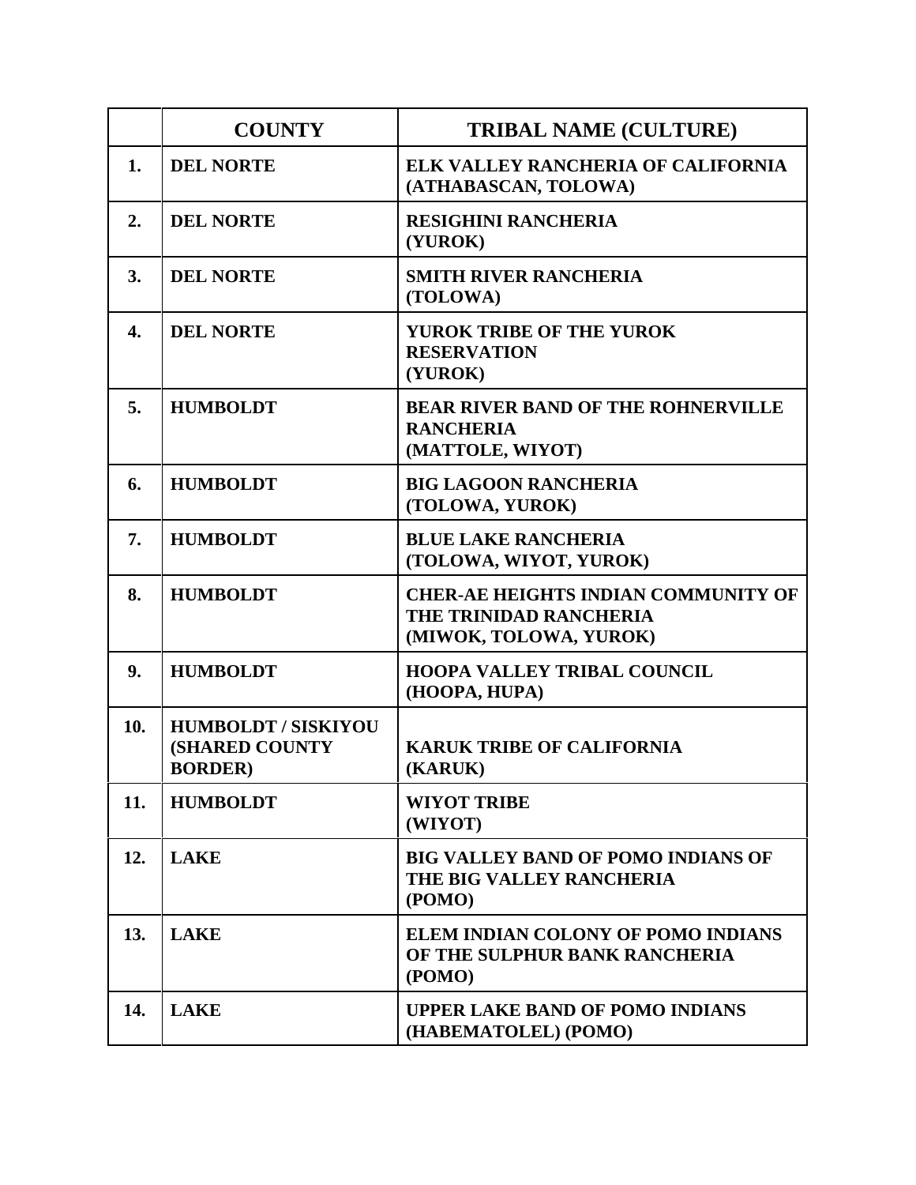| | COUNTY | TRIBAL NAME (CULTURE) |
|---|---|---|
| 1. | DEL NORTE | ELK VALLEY RANCHERIA OF CALIFORNIA (ATHABASCAN, TOLOWA) |
| 2. | DEL NORTE | RESIGHINI RANCHERIA (YUROK) |
| 3. | DEL NORTE | SMITH RIVER RANCHERIA (TOLOWA) |
| 4. | DEL NORTE | YUROK TRIBE OF THE YUROK RESERVATION (YUROK) |
| 5. | HUMBOLDT | BEAR RIVER BAND OF THE ROHNERVILLE RANCHERIA (MATTOLE, WIYOT) |
| 6. | HUMBOLDT | BIG LAGOON RANCHERIA (TOLOWA, YUROK) |
| 7. | HUMBOLDT | BLUE LAKE RANCHERIA (TOLOWA, WIYOT, YUROK) |
| 8. | HUMBOLDT | CHER-AE HEIGHTS INDIAN COMMUNITY OF THE TRINIDAD RANCHERIA (MIWOK, TOLOWA, YUROK) |
| 9. | HUMBOLDT | HOOPA VALLEY TRIBAL COUNCIL (HOOPA, HUPA) |
| 10. | HUMBOLDT / SISKIYOU (SHARED COUNTY BORDER) | KARUK TRIBE OF CALIFORNIA (KARUK) |
| 11. | HUMBOLDT | WIYOT TRIBE (WIYOT) |
| 12. | LAKE | BIG VALLEY BAND OF POMO INDIANS OF THE BIG VALLEY RANCHERIA (POMO) |
| 13. | LAKE | ELEM INDIAN COLONY OF POMO INDIANS OF THE SULPHUR BANK RANCHERIA (POMO) |
| 14. | LAKE | UPPER LAKE BAND OF POMO INDIANS (HABEMATOLEL) (POMO) |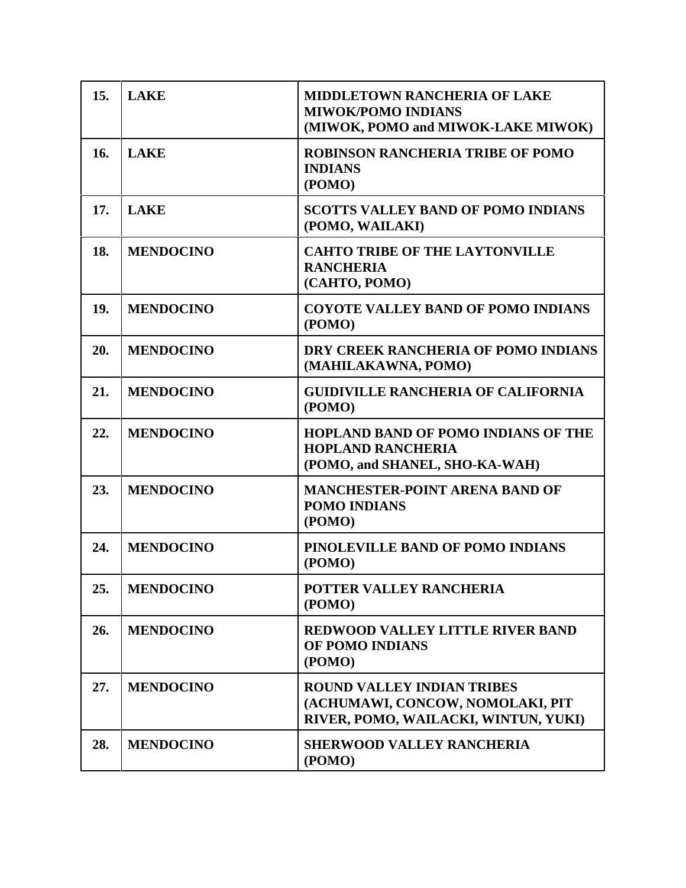| 15. | LAKE | MIDDLETOWN RANCHERIA OF LAKE MIWOK/POMO INDIANS (MIWOK, POMO and MIWOK-LAKE MIWOK) |
|---|---|---|
| 16. | LAKE | ROBINSON RANCHERIA TRIBE OF POMO INDIANS (POMO) |
| 17. | LAKE | SCOTTS VALLEY BAND OF POMO INDIANS (POMO, WAILAKI) |
| 18. | MENDOCINO | CAHTO TRIBE OF THE LAYTONVILLE RANCHERIA (CAHTO, POMO) |
| 19. | MENDOCINO | COYOTE VALLEY BAND OF POMO INDIANS (POMO) |
| 20. | MENDOCINO | DRY CREEK RANCHERIA OF POMO INDIANS (MAHILAKAWNA, POMO) |
| 21. | MENDOCINO | GUIDIVILLE RANCHERIA OF CALIFORNIA (POMO) |
| 22. | MENDOCINO | HOPLAND BAND OF POMO INDIANS OF THE HOPLAND RANCHERIA (POMO, and SHANEL, SHO-KA-WAH) |
| 23. | MENDOCINO | MANCHESTER-POINT ARENA BAND OF POMO INDIANS (POMO) |
| 24. | MENDOCINO | PINOLEVILLE BAND OF POMO INDIANS (POMO) |
| 25. | MENDOCINO | POTTER VALLEY RANCHERIA (POMO) |
| 26. | MENDOCINO | REDWOOD VALLEY LITTLE RIVER BAND OF POMO INDIANS (POMO) |
| 27. | MENDOCINO | ROUND VALLEY INDIAN TRIBES (ACHUMAWI, CONCOW, NOMOLAKI, PIT RIVER, POMO, WAILACKI, WINTUN, YUKI) |
| 28. | MENDOCINO | SHERWOOD VALLEY RANCHERIA (POMO) |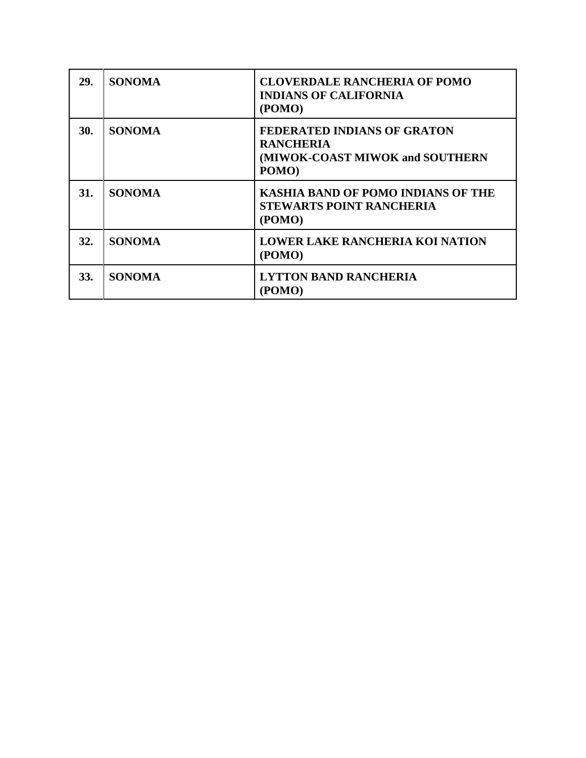| | | |
|---|---|---|
| **29.** | **SONOMA** | **CLOVERDALE RANCHERIA OF POMO INDIANS OF CALIFORNIA (POMO)** |
| **30.** | **SONOMA** | **FEDERATED INDIANS OF GRATON RANCHERIA (MIWOK-COAST MIWOK and SOUTHERN POMO)** |
| **31.** | **SONOMA** | **KASHIA BAND OF POMO INDIANS OF THE STEWARTS POINT RANCHERIA (POMO)** |
| **32.** | **SONOMA** | **LOWER LAKE RANCHERIA KOI NATION (POMO)** |
| **33.** | **SONOMA** | **LYTTON BAND RANCHERIA (POMO)** |